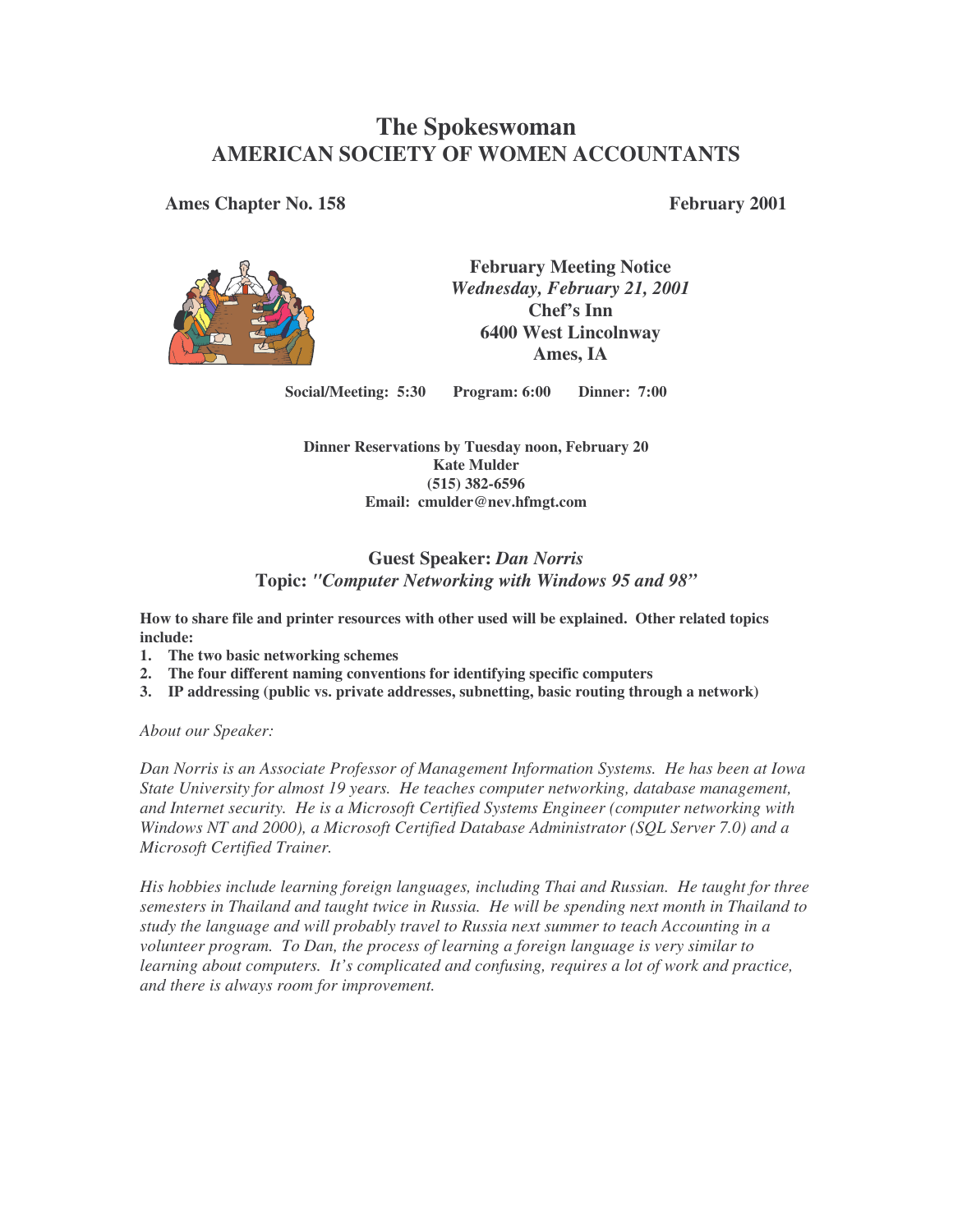# The Spokeswoman
## AMERICAN SOCIETY OF WOMEN ACCOUNTANTS

**Ames Chapter No. 158** **February 2001**

**February Meeting Notice**
*Wednesday, February 21, 2001*
**Chef's Inn**
**6400 West Lincolnway**
**Ames, IA**

**Social/Meeting: 5:30 Program: 6:00 Dinner: 7:00**

**Dinner Reservations by Tuesday noon, February 20**
**Kate Mulder**
**(515) 382-6596**
**Email: cmulder@nev.hfmgt.com**

### Guest Speaker: *Dan Norris*
### Topic: *"Computer Networking with Windows 95 and 98"*

**How to share file and printer resources with other used will be explained. Other related topics include:**

1. **The two basic networking schemes**
2. **The four different naming conventions for identifying specific computers**
3. **IP addressing (public vs. private addresses, subnetting, basic routing through a network)**

*About our Speaker:*

*Dan Norris is an Associate Professor of Management Information Systems. He has been at Iowa State University for almost 19 years. He teaches computer networking, database management, and Internet security. He is a Microsoft Certified Systems Engineer (computer networking with Windows NT and 2000), a Microsoft Certified Database Administrator (SQL Server 7.0) and a Microsoft Certified Trainer.*

*His hobbies include learning foreign languages, including Thai and Russian. He taught for three semesters in Thailand and taught twice in Russia. He will be spending next month in Thailand to study the language and will probably travel to Russia next summer to teach Accounting in a volunteer program. To Dan, the process of learning a foreign language is very similar to learning about computers. It's complicated and confusing, requires a lot of work and practice, and there is always room for improvement.*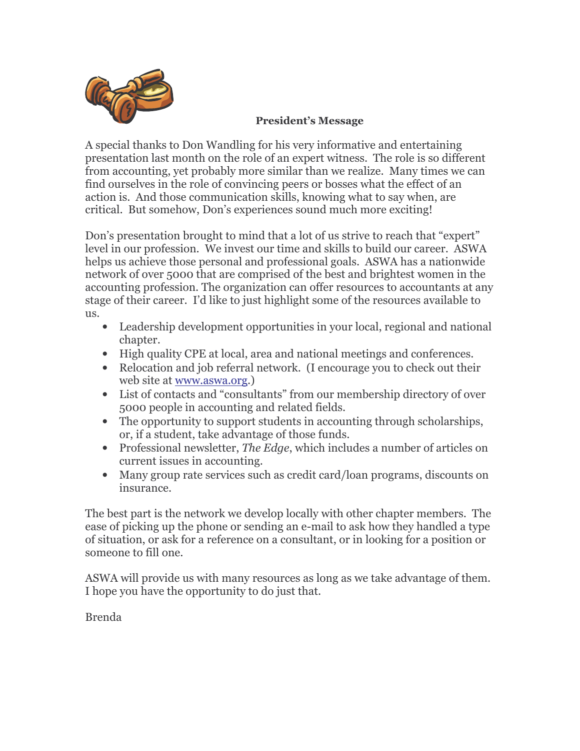**President's Message**

A special thanks to Don Wandling for his very informative and entertaining presentation last month on the role of an expert witness. The role is so different from accounting, yet probably more similar than we realize. Many times we can find ourselves in the role of convincing peers or bosses what the effect of an action is. And those communication skills, knowing what to say when, are critical. But somehow, Don's experiences sound much more exciting!

Don's presentation brought to mind that a lot of us strive to reach that "expert" level in our profession. We invest our time and skills to build our career. ASWA helps us achieve those personal and professional goals. ASWA has a nationwide network of over 5000 that are comprised of the best and brightest women in the accounting profession. The organization can offer resources to accountants at any stage of their career. I'd like to just highlight some of the resources available to us.

- Leadership development opportunities in your local, regional and national chapter.
- High quality CPE at local, area and national meetings and conferences.
- Relocation and job referral network. (I encourage you to check out their web site at www.aswa.org.)
- List of contacts and "consultants" from our membership directory of over 5000 people in accounting and related fields.
- The opportunity to support students in accounting through scholarships, or, if a student, take advantage of those funds.
- Professional newsletter, *The Edge*, which includes a number of articles on current issues in accounting.
- Many group rate services such as credit card/loan programs, discounts on insurance.

The best part is the network we develop locally with other chapter members. The ease of picking up the phone or sending an e-mail to ask how they handled a type of situation, or ask for a reference on a consultant, or in looking for a position or someone to fill one.

ASWA will provide us with many resources as long as we take advantage of them. I hope you have the opportunity to do just that.

Brenda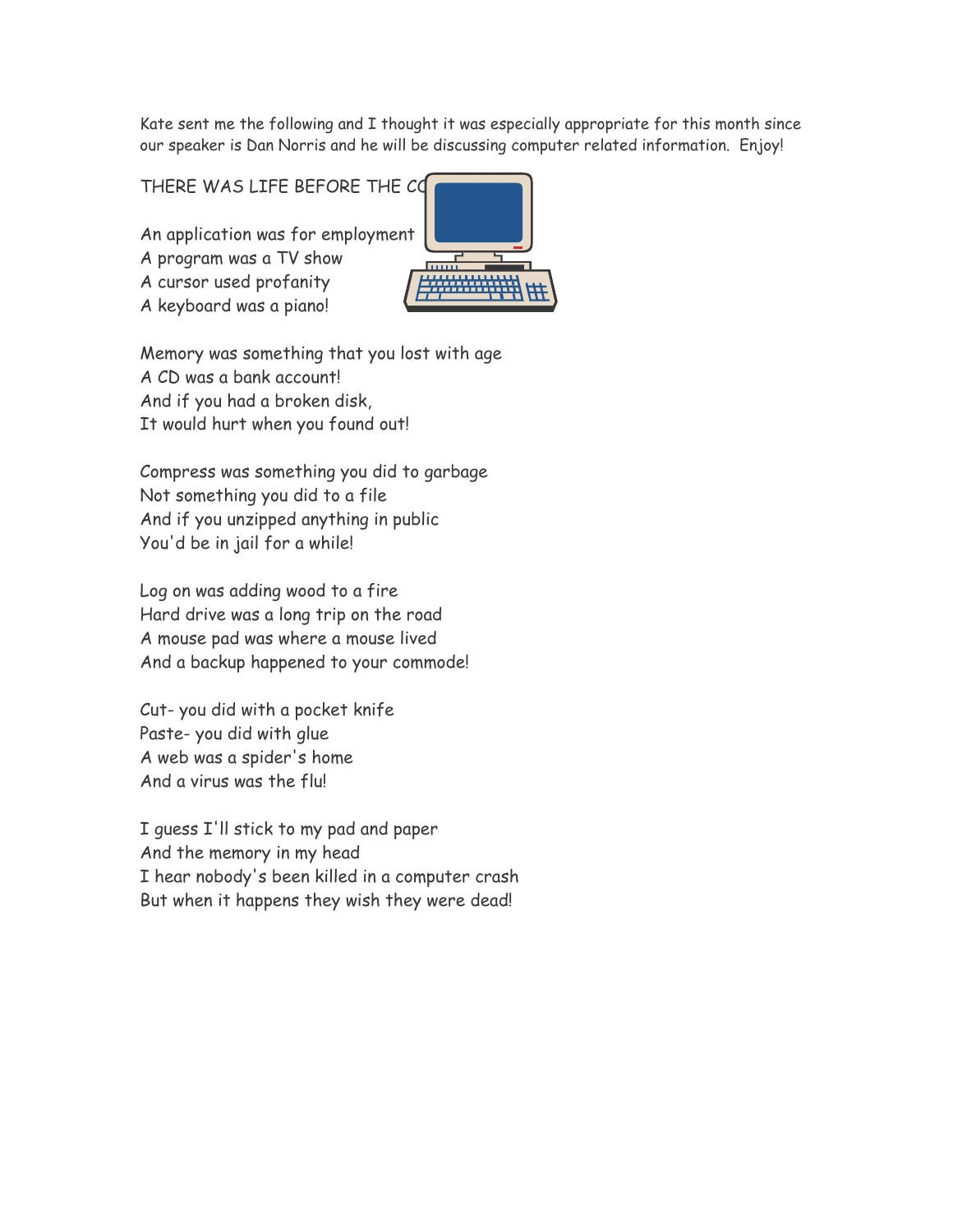Kate sent me the following and I thought it was especially appropriate for this month since our speaker is Dan Norris and he will be discussing computer related information. Enjoy!

THERE WAS LIFE BEFORE THE CO

An application was for employment
A program was a TV show
A cursor used profanity
A keyboard was a piano!

Memory was something that you lost with age
A CD was a bank account!
And if you had a broken disk,
It would hurt when you found out!

Compress was something you did to garbage
Not something you did to a file
And if you unzipped anything in public
You'd be in jail for a while!

Log on was adding wood to a fire
Hard drive was a long trip on the road
A mouse pad was where a mouse lived
And a backup happened to your commode!

Cut- you did with a pocket knife
Paste- you did with glue
A web was a spider's home
And a virus was the flu!

I guess I'll stick to my pad and paper
And the memory in my head
I hear nobody's been killed in a computer crash
But when it happens they wish they were dead!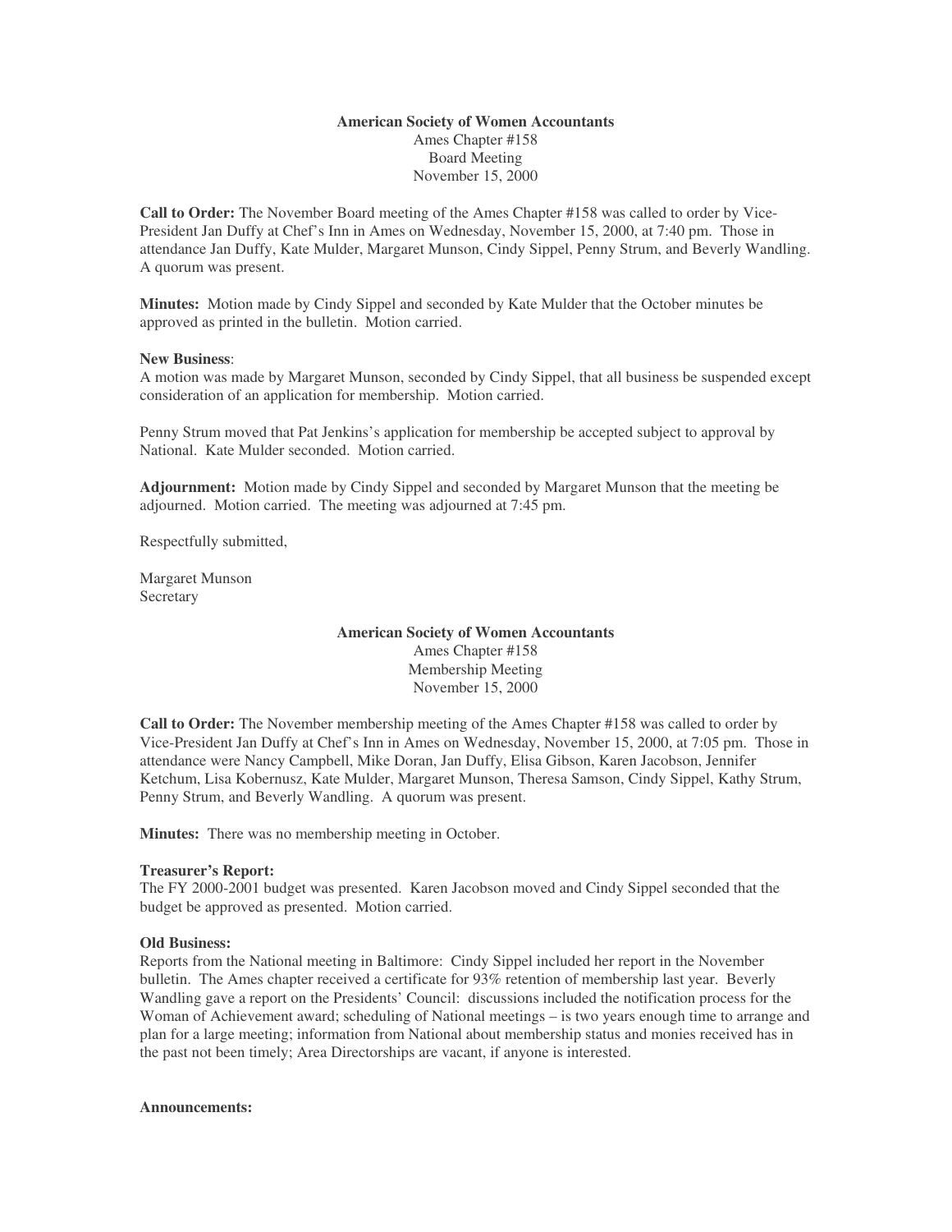**American Society of Women Accountants**

Ames Chapter #158

Board Meeting

November 15, 2000

**Call to Order:** The November Board meeting of the Ames Chapter #158 was called to order by Vice-President Jan Duffy at Chef's Inn in Ames on Wednesday, November 15, 2000, at 7:40 pm. Those in attendance Jan Duffy, Kate Mulder, Margaret Munson, Cindy Sippel, Penny Strum, and Beverly Wandling. A quorum was present.

**Minutes:** Motion made by Cindy Sippel and seconded by Kate Mulder that the October minutes be approved as printed in the bulletin. Motion carried.

**New Business**:

A motion was made by Margaret Munson, seconded by Cindy Sippel, that all business be suspended except consideration of an application for membership. Motion carried.

Penny Strum moved that Pat Jenkins's application for membership be accepted subject to approval by National. Kate Mulder seconded. Motion carried.

**Adjournment:** Motion made by Cindy Sippel and seconded by Margaret Munson that the meeting be adjourned. Motion carried. The meeting was adjourned at 7:45 pm.

Respectfully submitted,

Margaret Munson
Secretary

**American Society of Women Accountants**

Ames Chapter #158

Membership Meeting

November 15, 2000

**Call to Order:** The November membership meeting of the Ames Chapter #158 was called to order by Vice-President Jan Duffy at Chef's Inn in Ames on Wednesday, November 15, 2000, at 7:05 pm. Those in attendance were Nancy Campbell, Mike Doran, Jan Duffy, Elisa Gibson, Karen Jacobson, Jennifer Ketchum, Lisa Kobernusz, Kate Mulder, Margaret Munson, Theresa Samson, Cindy Sippel, Kathy Strum, Penny Strum, and Beverly Wandling. A quorum was present.

**Minutes:** There was no membership meeting in October.

**Treasurer's Report:**

The FY 2000-2001 budget was presented. Karen Jacobson moved and Cindy Sippel seconded that the budget be approved as presented. Motion carried.

**Old Business:**

Reports from the National meeting in Baltimore: Cindy Sippel included her report in the November bulletin. The Ames chapter received a certificate for 93% retention of membership last year. Beverly Wandling gave a report on the Presidents' Council: discussions included the notification process for the Woman of Achievement award; scheduling of National meetings – is two years enough time to arrange and plan for a large meeting; information from National about membership status and monies received has in the past not been timely; Area Directorships are vacant, if anyone is interested.

**Announcements:**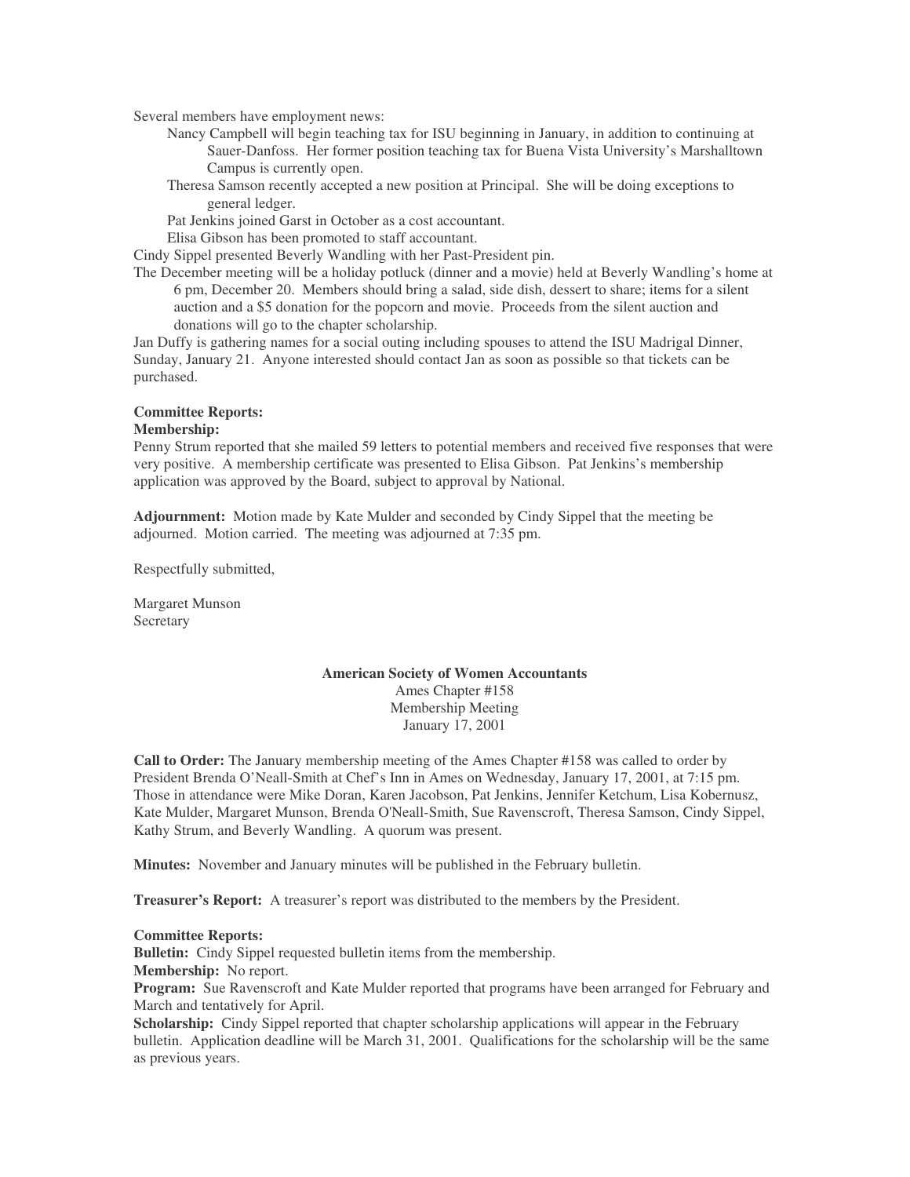Several members have employment news:

- Nancy Campbell will begin teaching tax for ISU beginning in January, in addition to continuing at Sauer-Danfoss. Her former position teaching tax for Buena Vista University's Marshalltown Campus is currently open.
- Theresa Samson recently accepted a new position at Principal. She will be doing exceptions to general ledger.
- Pat Jenkins joined Garst in October as a cost accountant.
- Elisa Gibson has been promoted to staff accountant.

Cindy Sippel presented Beverly Wandling with her Past-President pin.

The December meeting will be a holiday potluck (dinner and a movie) held at Beverly Wandling's home at 6 pm, December 20. Members should bring a salad, side dish, dessert to share; items for a silent auction and a $5 donation for the popcorn and movie. Proceeds from the silent auction and donations will go to the chapter scholarship.

Jan Duffy is gathering names for a social outing including spouses to attend the ISU Madrigal Dinner, Sunday, January 21. Anyone interested should contact Jan as soon as possible so that tickets can be purchased.

**Committee Reports:**

**Membership:**

Penny Strum reported that she mailed 59 letters to potential members and received five responses that were very positive. A membership certificate was presented to Elisa Gibson. Pat Jenkins's membership application was approved by the Board, subject to approval by National.

**Adjournment:** Motion made by Kate Mulder and seconded by Cindy Sippel that the meeting be adjourned. Motion carried. The meeting was adjourned at 7:35 pm.

Respectfully submitted,

Margaret Munson
Secretary

**American Society of Women Accountants**
Ames Chapter #158
Membership Meeting
January 17, 2001

**Call to Order:** The January membership meeting of the Ames Chapter #158 was called to order by President Brenda O'Neall-Smith at Chef's Inn in Ames on Wednesday, January 17, 2001, at 7:15 pm. Those in attendance were Mike Doran, Karen Jacobson, Pat Jenkins, Jennifer Ketchum, Lisa Kobernusz, Kate Mulder, Margaret Munson, Brenda O'Neall-Smith, Sue Ravenscroft, Theresa Samson, Cindy Sippel, Kathy Strum, and Beverly Wandling. A quorum was present.

**Minutes:** November and January minutes will be published in the February bulletin.

**Treasurer's Report:** A treasurer's report was distributed to the members by the President.

**Committee Reports:**

**Bulletin:** Cindy Sippel requested bulletin items from the membership.

**Membership:** No report.

**Program:** Sue Ravenscroft and Kate Mulder reported that programs have been arranged for February and March and tentatively for April.

**Scholarship:** Cindy Sippel reported that chapter scholarship applications will appear in the February bulletin. Application deadline will be March 31, 2001. Qualifications for the scholarship will be the same as previous years.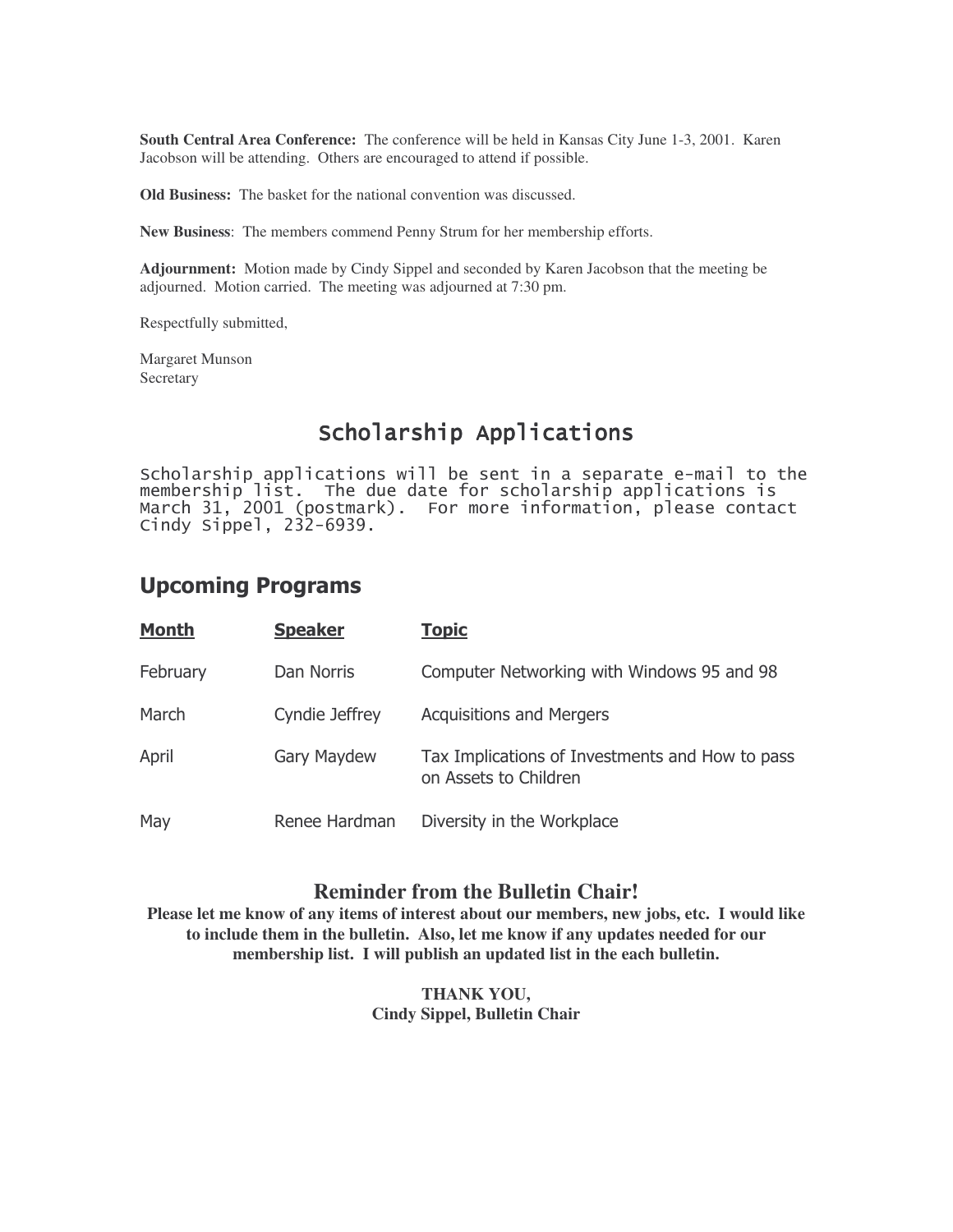**South Central Area Conference:** The conference will be held in Kansas City June 1-3, 2001. Karen Jacobson will be attending. Others are encouraged to attend if possible.

**Old Business:** The basket for the national convention was discussed.

**New Business**: The members commend Penny Strum for her membership efforts.

**Adjournment:** Motion made by Cindy Sippel and seconded by Karen Jacobson that the meeting be adjourned. Motion carried. The meeting was adjourned at 7:30 pm.

Respectfully submitted,

Margaret Munson
Secretary

## Scholarship Applications

Scholarship applications will be sent in a separate e-mail to the membership list. The due date for scholarship applications is March 31, 2001 (postmark). For more information, please contact Cindy Sippel, 232-6939.

## Upcoming Programs

| Month | Speaker | Topic |
|---|---|---|
| February | Dan Norris | Computer Networking with Windows 95 and 98 |
| March | Cyndie Jeffrey | Acquisitions and Mergers |
| April | Gary Maydew | Tax Implications of Investments and How to pass on Assets to Children |
| May | Renee Hardman | Diversity in the Workplace |

### Reminder from the Bulletin Chair!

**Please let me know of any items of interest about our members, new jobs, etc. I would like to include them in the bulletin. Also, let me know if any updates needed for our membership list. I will publish an updated list in the each bulletin.**

**THANK YOU,**
**Cindy Sippel, Bulletin Chair**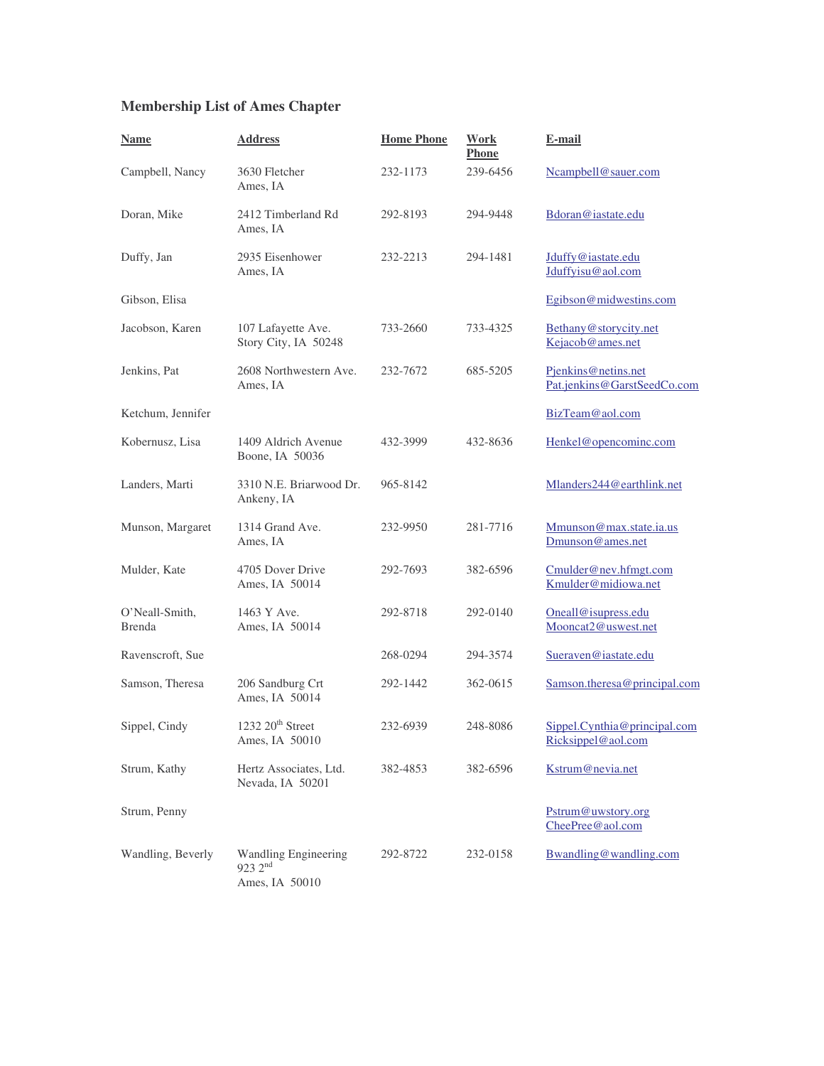**Membership List of Ames Chapter**

| Name | Address | Home Phone | Work Phone | E-mail |
|---|---|---|---|---|
| Campbell, Nancy | 3630 Fletcher<br>Ames, IA | 232-1173 | 239-6456 | Ncampbell@sauer.com |
| Doran, Mike | 2412 Timberland Rd<br>Ames, IA | 292-8193 | 294-9448 | Bdoran@iastate.edu |
| Duffy, Jan | 2935 Eisenhower<br>Ames, IA | 232-2213 | 294-1481 | Jduffy@iastate.edu<br>Jduffyisu@aol.com |
| Gibson, Elisa | | | | Egibson@midwestins.com |
| Jacobson, Karen | 107 Lafayette Ave.<br>Story City, IA  50248 | 733-2660 | 733-4325 | Bethany@storycity.net<br>Kejacob@ames.net |
| Jenkins, Pat | 2608 Northwestern Ave.<br>Ames, IA | 232-7672 | 685-5205 | Pjenkins@netins.net<br>Pat.jenkins@GarstSeedCo.com |
| Ketchum, Jennifer | | | | BizTeam@aol.com |
| Kobernusz, Lisa | 1409 Aldrich Avenue<br>Boone, IA  50036 | 432-3999 | 432-8636 | Henkel@opencominc.com |
| Landers, Marti | 3310 N.E. Briarwood Dr.<br>Ankeny, IA | 965-8142 | | Mlanders244@earthlink.net |
| Munson, Margaret | 1314 Grand Ave.<br>Ames, IA | 232-9950 | 281-7716 | Mmunson@max.state.ia.us<br>Dmunson@ames.net |
| Mulder, Kate | 4705 Dover Drive<br>Ames, IA  50014 | 292-7693 | 382-6596 | Cmulder@nev.hfmgt.com<br>Kmulder@midiowa.net |
| O'Neall-Smith, Brenda | 1463 Y Ave.<br>Ames, IA  50014 | 292-8718 | 292-0140 | Oneall@isupress.edu<br>Mooncat2@uswest.net |
| Ravenscroft, Sue | | 268-0294 | 294-3574 | Sueraven@iastate.edu |
| Samson, Theresa | 206 Sandburg Crt<br>Ames, IA  50014 | 292-1442 | 362-0615 | Samson.theresa@principal.com |
| Sippel, Cindy | 1232 20th Street<br>Ames, IA  50010 | 232-6939 | 248-8086 | Sippel.Cynthia@principal.com<br>Ricksippel@aol.com |
| Strum, Kathy | Hertz Associates, Ltd.<br>Nevada, IA  50201 | 382-4853 | 382-6596 | Kstrum@nevia.net |
| Strum, Penny | | | | Pstrum@uwstory.org<br>CheePree@aol.com |
| Wandling, Beverly | Wandling Engineering<br>923 2nd<br>Ames, IA  50010 | 292-8722 | 232-0158 | Bwandling@wandling.com |